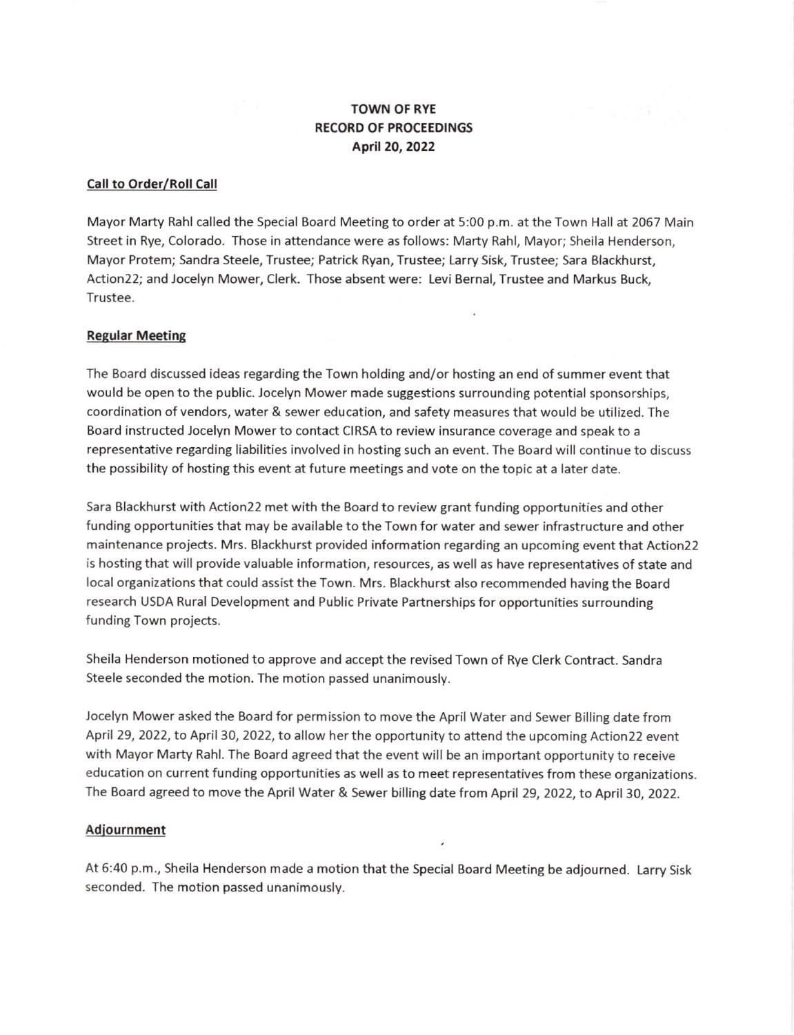# TOWN OF RYE
## RECORD OF PROCEEDINGS
### April 20, 2022

**Call to Order/Roll Call**

Mayor Marty Rahl called the Special Board Meeting to order at 5:00 p.m. at the Town Hall at 2067 Main Street in Rye, Colorado. Those in attendance were as follows: Marty Rahl, Mayor; Sheila Henderson, Mayor Protem; Sandra Steele, Trustee; Patrick Ryan, Trustee; Larry Sisk, Trustee; Sara Blackhurst, Action22; and Jocelyn Mower, Clerk. Those absent were: Levi Bernal, Trustee and Markus Buck, Trustee.

**Regular Meeting**

The Board discussed ideas regarding the Town holding and/or hosting an end of summer event that would be open to the public. Jocelyn Mower made suggestions surrounding potential sponsorships, coordination of vendors, water & sewer education, and safety measures that would be utilized. The Board instructed Jocelyn Mower to contact CIRSA to review insurance coverage and speak to a representative regarding liabilities involved in hosting such an event. The Board will continue to discuss the possibility of hosting this event at future meetings and vote on the topic at a later date.

Sara Blackhurst with Action22 met with the Board to review grant funding opportunities and other funding opportunities that may be available to the Town for water and sewer infrastructure and other maintenance projects. Mrs. Blackhurst provided information regarding an upcoming event that Action22 is hosting that will provide valuable information, resources, as well as have representatives of state and local organizations that could assist the Town. Mrs. Blackhurst also recommended having the Board research USDA Rural Development and Public Private Partnerships for opportunities surrounding funding Town projects.

Sheila Henderson motioned to approve and accept the revised Town of Rye Clerk Contract. Sandra Steele seconded the motion. The motion passed unanimously.

Jocelyn Mower asked the Board for permission to move the April Water and Sewer Billing date from April 29, 2022, to April 30, 2022, to allow her the opportunity to attend the upcoming Action22 event with Mayor Marty Rahl. The Board agreed that the event will be an important opportunity to receive education on current funding opportunities as well as to meet representatives from these organizations. The Board agreed to move the April Water & Sewer billing date from April 29, 2022, to April 30, 2022.

**Adjournment**

At 6:40 p.m., Sheila Henderson made a motion that the Special Board Meeting be adjourned. Larry Sisk seconded. The motion passed unanimously.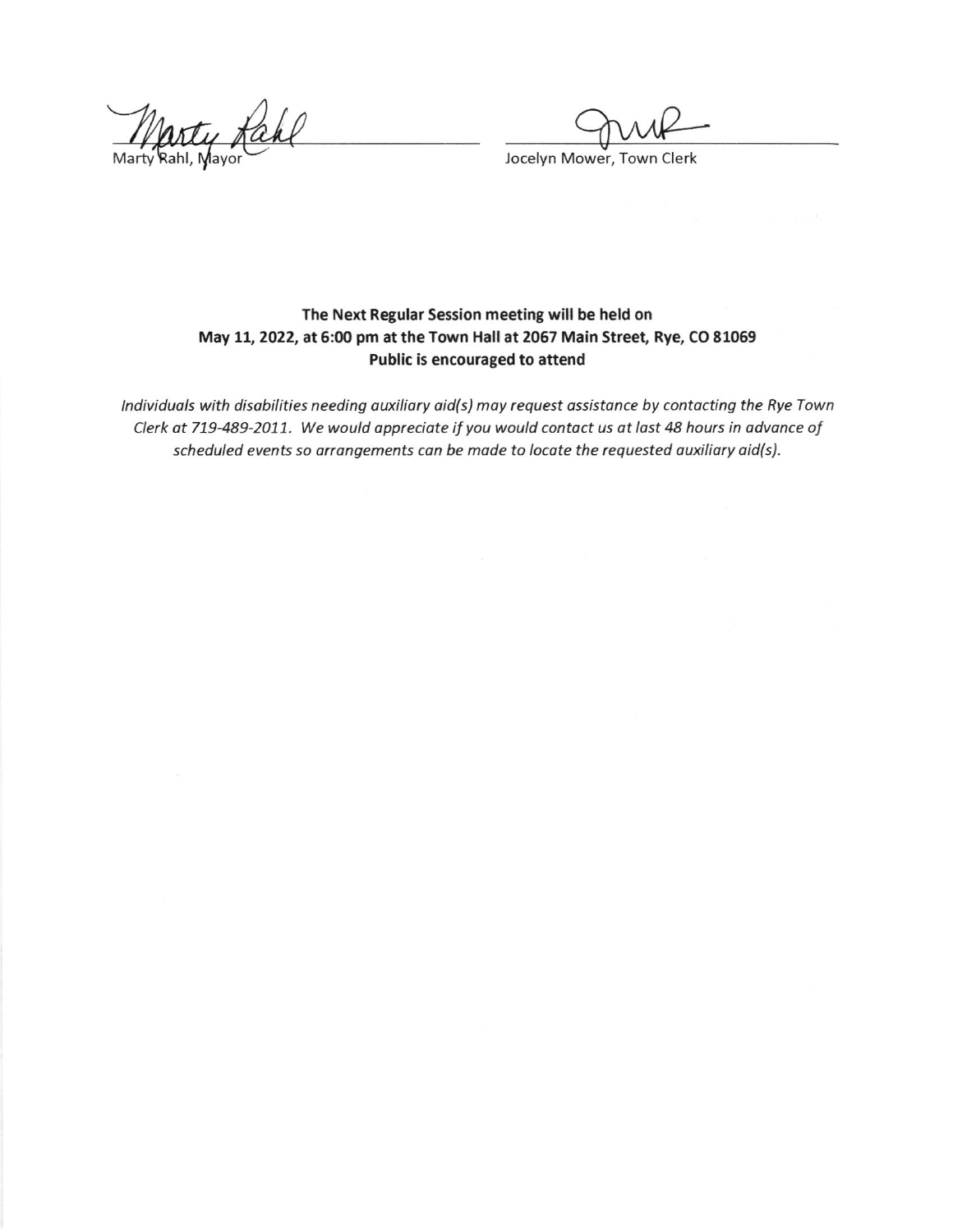Marty Rahl, Mayor

Jocelyn Mower, Town Clerk

**The Next Regular Session meeting will be held on**
**May 11, 2022, at 6:00 pm at the Town Hall at 2067 Main Street, Rye, CO 81069**
**Public is encouraged to attend**

*Individuals with disabilities needing auxiliary aid(s) may request assistance by contacting the Rye Town Clerk at 719-489-2011. We would appreciate if you would contact us at last 48 hours in advance of scheduled events so arrangements can be made to locate the requested auxiliary aid(s).*